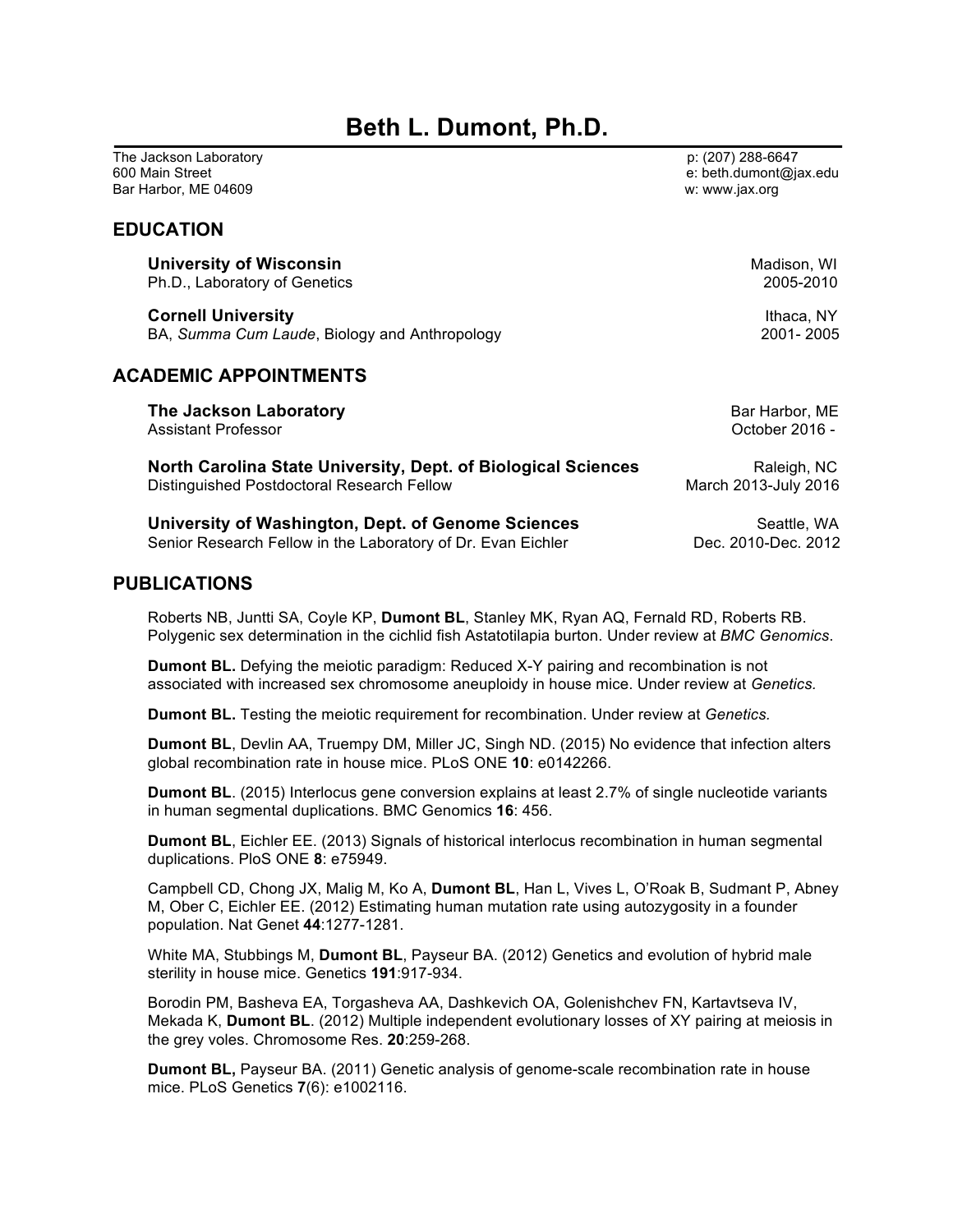# Beth L. Dumont, Ph.D.

The Jackson Laboratory
600 Main Street
Bar Harbor, ME 04609

p: (207) 288-6647
e: beth.dumont@jax.edu
w: www.jax.org

## EDUCATION

**University of Wisconsin** — Madison, WI
Ph.D., Laboratory of Genetics — 2005-2010

**Cornell University** — Ithaca, NY
BA, *Summa Cum Laude*, Biology and Anthropology — 2001- 2005

## ACADEMIC APPOINTMENTS

**The Jackson Laboratory** — Bar Harbor, ME
Assistant Professor — October 2016 -

**North Carolina State University, Dept. of Biological Sciences** — Raleigh, NC
Distinguished Postdoctoral Research Fellow — March 2013-July 2016

**University of Washington, Dept. of Genome Sciences** — Seattle, WA
Senior Research Fellow in the Laboratory of Dr. Evan Eichler — Dec. 2010-Dec. 2012

## PUBLICATIONS

Roberts NB, Juntti SA, Coyle KP, **Dumont BL**, Stanley MK, Ryan AQ, Fernald RD, Roberts RB. Polygenic sex determination in the cichlid fish Astatotilapia burton. Under review at *BMC Genomics*.

**Dumont BL.** Defying the meiotic paradigm: Reduced X-Y pairing and recombination is not associated with increased sex chromosome aneuploidy in house mice. Under review at *Genetics.*

**Dumont BL.** Testing the meiotic requirement for recombination. Under review at *Genetics.*

**Dumont BL**, Devlin AA, Truempy DM, Miller JC, Singh ND. (2015) No evidence that infection alters global recombination rate in house mice. PLoS ONE **10**: e0142266.

**Dumont BL**. (2015) Interlocus gene conversion explains at least 2.7% of single nucleotide variants in human segmental duplications. BMC Genomics **16**: 456.

**Dumont BL**, Eichler EE. (2013) Signals of historical interlocus recombination in human segmental duplications. PloS ONE **8**: e75949.

Campbell CD, Chong JX, Malig M, Ko A, **Dumont BL**, Han L, Vives L, O'Roak B, Sudmant P, Abney M, Ober C, Eichler EE. (2012) Estimating human mutation rate using autozygosity in a founder population. Nat Genet **44**:1277-1281.

White MA, Stubbings M, **Dumont BL**, Payseur BA. (2012) Genetics and evolution of hybrid male sterility in house mice. Genetics **191**:917-934.

Borodin PM, Basheva EA, Torgasheva AA, Dashkevich OA, Golenishchev FN, Kartavtseva IV, Mekada K, **Dumont BL**. (2012) Multiple independent evolutionary losses of XY pairing at meiosis in the grey voles. Chromosome Res. **20**:259-268.

**Dumont BL,** Payseur BA. (2011) Genetic analysis of genome-scale recombination rate in house mice. PLoS Genetics **7**(6): e1002116.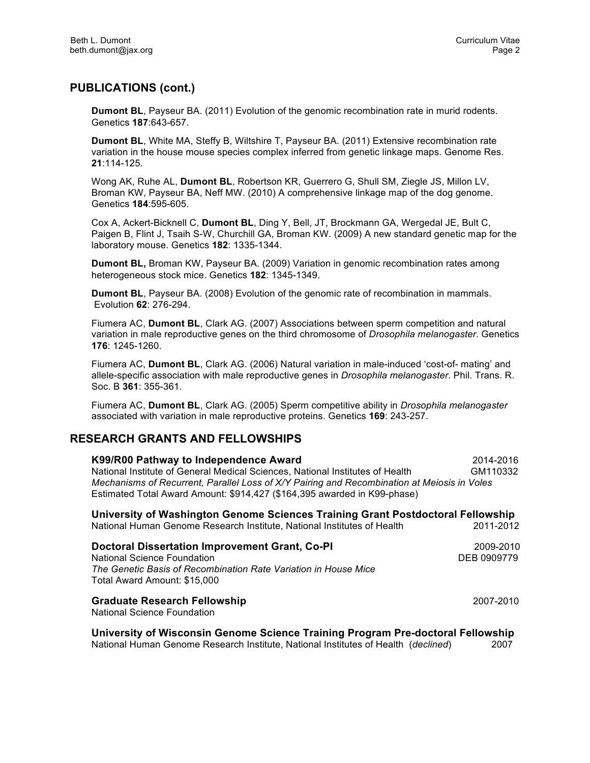## PUBLICATIONS (cont.)

**Dumont BL**, Payseur BA. (2011) Evolution of the genomic recombination rate in murid rodents. Genetics **187**:643-657.

**Dumont BL**, White MA, Steffy B, Wiltshire T, Payseur BA. (2011) Extensive recombination rate variation in the house mouse species complex inferred from genetic linkage maps. Genome Res. **21**:114-125.

Wong AK, Ruhe AL, **Dumont BL**, Robertson KR, Guerrero G, Shull SM, Ziegle JS, Millon LV, Broman KW, Payseur BA, Neff MW. (2010) A comprehensive linkage map of the dog genome. Genetics **184**:595-605.

Cox A, Ackert-Bicknell C, **Dumont BL**, Ding Y, Bell, JT, Brockmann GA, Wergedal JE, Bult C, Paigen B, Flint J, Tsaih S-W, Churchill GA, Broman KW. (2009) A new standard genetic map for the laboratory mouse. Genetics **182**: 1335-1344.

**Dumont BL,** Broman KW, Payseur BA. (2009) Variation in genomic recombination rates among heterogeneous stock mice. Genetics **182**: 1345-1349.

**Dumont BL**, Payseur BA. (2008) Evolution of the genomic rate of recombination in mammals. Evolution **62**: 276-294.

Fiumera AC, **Dumont BL**, Clark AG. (2007) Associations between sperm competition and natural variation in male reproductive genes on the third chromosome of *Drosophila melanogaster*. Genetics **176**: 1245-1260.

Fiumera AC, **Dumont BL**, Clark AG. (2006) Natural variation in male-induced 'cost-of- mating' and allele-specific association with male reproductive genes in *Drosophila melanogaster*. Phil. Trans. R. Soc. B **361**: 355-361.

Fiumera AC, **Dumont BL**, Clark AG. (2005) Sperm competitive ability in *Drosophila melanogaster* associated with variation in male reproductive proteins. Genetics **169**: 243-257.

## RESEARCH GRANTS AND FELLOWSHIPS

**K99/R00 Pathway to Independence Award** — 2014-2016
National Institute of General Medical Sciences, National Institutes of Health — GM110332
*Mechanisms of Recurrent, Parallel Loss of X/Y Pairing and Recombination at Meiosis in Voles*
Estimated Total Award Amount: $914,427 ($164,395 awarded in K99-phase)

**University of Washington Genome Sciences Training Grant Postdoctoral Fellowship**
National Human Genome Research Institute, National Institutes of Health — 2011-2012

**Doctoral Dissertation Improvement Grant, Co-PI** — 2009-2010
National Science Foundation — DEB 0909779
*The Genetic Basis of Recombination Rate Variation in House Mice*
Total Award Amount: $15,000

**Graduate Research Fellowship** — 2007-2010
National Science Foundation

**University of Wisconsin Genome Science Training Program Pre-doctoral Fellowship**
National Human Genome Research Institute, National Institutes of Health (*declined*) — 2007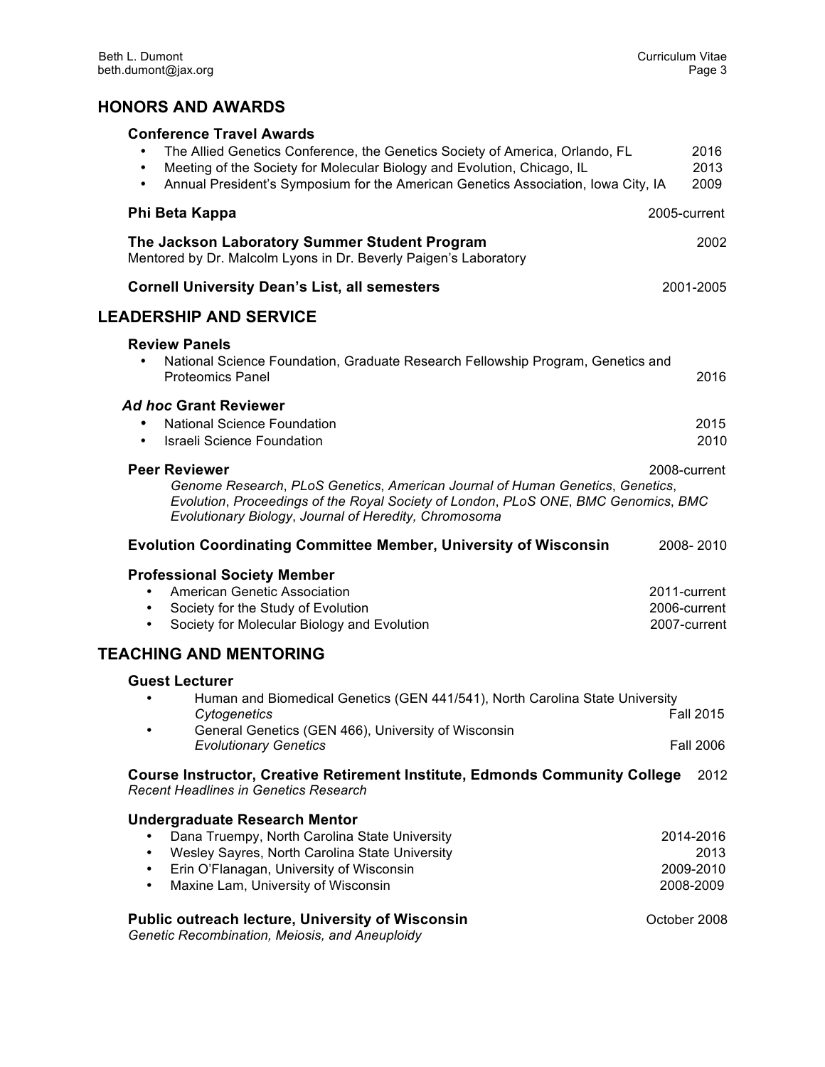## HONORS AND AWARDS

### Conference Travel Awards

- The Allied Genetics Conference, the Genetics Society of America, Orlando, FL 2016
- Meeting of the Society for Molecular Biology and Evolution, Chicago, IL 2013
- Annual President's Symposium for the American Genetics Association, Iowa City, IA 2009

### Phi Beta Kappa 2005-current

### The Jackson Laboratory Summer Student Program 2002

Mentored by Dr. Malcolm Lyons in Dr. Beverly Paigen's Laboratory

### Cornell University Dean's List, all semesters 2001-2005

## LEADERSHIP AND SERVICE

### Review Panels

- National Science Foundation, Graduate Research Fellowship Program, Genetics and Proteomics Panel 2016

### *Ad hoc* Grant Reviewer

- National Science Foundation 2015
- Israeli Science Foundation 2010

### Peer Reviewer 2008-current

*Genome Research*, *PLoS Genetics*, *American Journal of Human Genetics*, *Genetics*, *Evolution*, *Proceedings of the Royal Society of London*, *PLoS ONE*, *BMC Genomics*, *BMC Evolutionary Biology*, *Journal of Heredity, Chromosoma*

### Evolution Coordinating Committee Member, University of Wisconsin 2008- 2010

### Professional Society Member

- American Genetic Association 2011-current
- Society for the Study of Evolution 2006-current
- Society for Molecular Biology and Evolution 2007-current

## TEACHING AND MENTORING

### Guest Lecturer

- Human and Biomedical Genetics (GEN 441/541), North Carolina State University
  *Cytogenetics* Fall 2015
- General Genetics (GEN 466), University of Wisconsin
  *Evolutionary Genetics* Fall 2006

### Course Instructor, Creative Retirement Institute, Edmonds Community College 2012

*Recent Headlines in Genetics Research*

### Undergraduate Research Mentor

- Dana Truempy, North Carolina State University 2014-2016
- Wesley Sayres, North Carolina State University 2013
- Erin O'Flanagan, University of Wisconsin 2009-2010
- Maxine Lam, University of Wisconsin 2008-2009

### Public outreach lecture, University of Wisconsin October 2008

*Genetic Recombination, Meiosis, and Aneuploidy*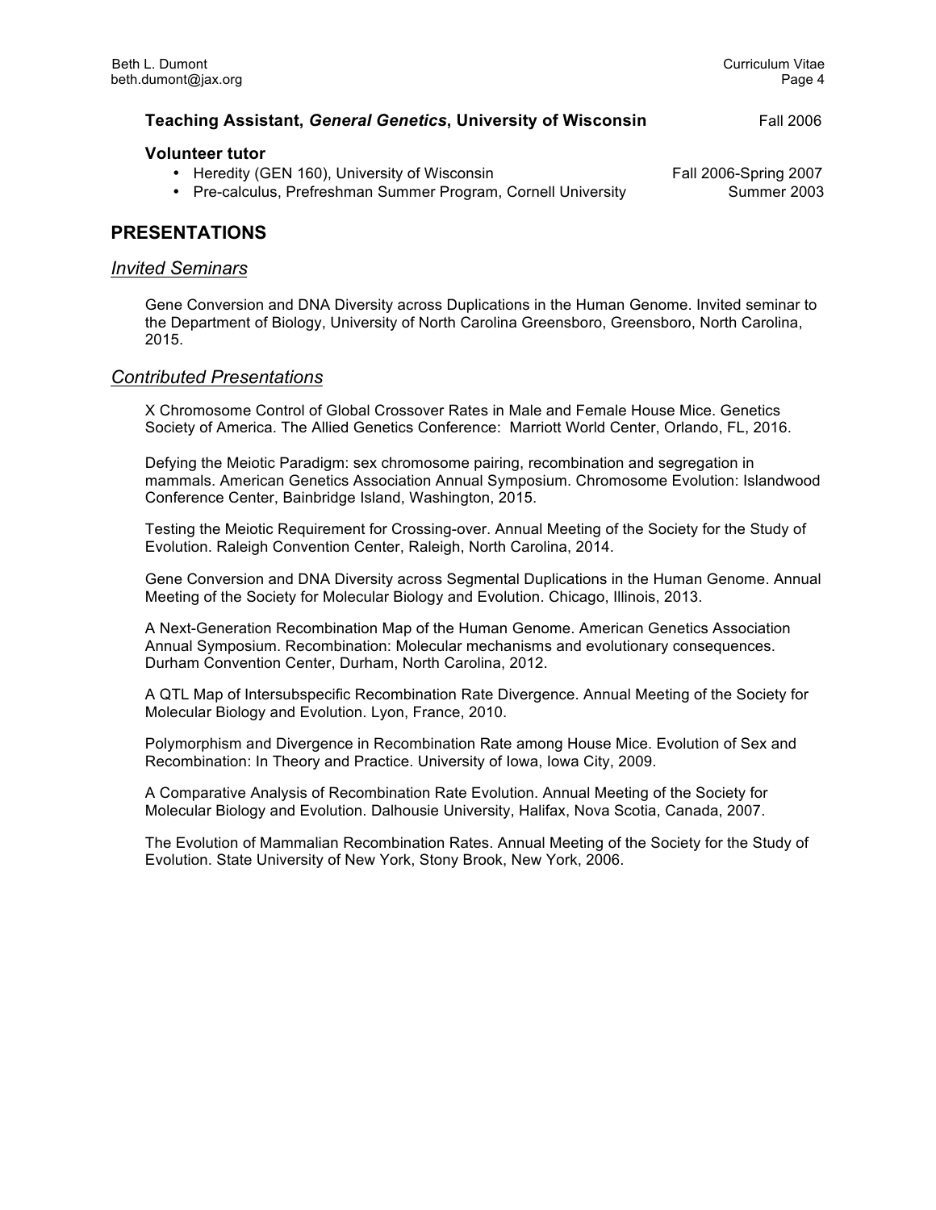**Teaching Assistant, *General Genetics*, University of Wisconsin** Fall 2006

**Volunteer tutor**

- Heredity (GEN 160), University of Wisconsin Fall 2006-Spring 2007
- Pre-calculus, Prefreshman Summer Program, Cornell University Summer 2003

## PRESENTATIONS

### *Invited Seminars*

Gene Conversion and DNA Diversity across Duplications in the Human Genome. Invited seminar to the Department of Biology, University of North Carolina Greensboro, Greensboro, North Carolina, 2015.

### *Contributed Presentations*

X Chromosome Control of Global Crossover Rates in Male and Female House Mice. Genetics Society of America. The Allied Genetics Conference: Marriott World Center, Orlando, FL, 2016.

Defying the Meiotic Paradigm: sex chromosome pairing, recombination and segregation in mammals. American Genetics Association Annual Symposium. Chromosome Evolution: Islandwood Conference Center, Bainbridge Island, Washington, 2015.

Testing the Meiotic Requirement for Crossing-over. Annual Meeting of the Society for the Study of Evolution. Raleigh Convention Center, Raleigh, North Carolina, 2014.

Gene Conversion and DNA Diversity across Segmental Duplications in the Human Genome. Annual Meeting of the Society for Molecular Biology and Evolution. Chicago, Illinois, 2013.

A Next-Generation Recombination Map of the Human Genome. American Genetics Association Annual Symposium. Recombination: Molecular mechanisms and evolutionary consequences. Durham Convention Center, Durham, North Carolina, 2012.

A QTL Map of Intersubspecific Recombination Rate Divergence. Annual Meeting of the Society for Molecular Biology and Evolution. Lyon, France, 2010.

Polymorphism and Divergence in Recombination Rate among House Mice. Evolution of Sex and Recombination: In Theory and Practice. University of Iowa, Iowa City, 2009.

A Comparative Analysis of Recombination Rate Evolution. Annual Meeting of the Society for Molecular Biology and Evolution. Dalhousie University, Halifax, Nova Scotia, Canada, 2007.

The Evolution of Mammalian Recombination Rates. Annual Meeting of the Society for the Study of Evolution. State University of New York, Stony Brook, New York, 2006.